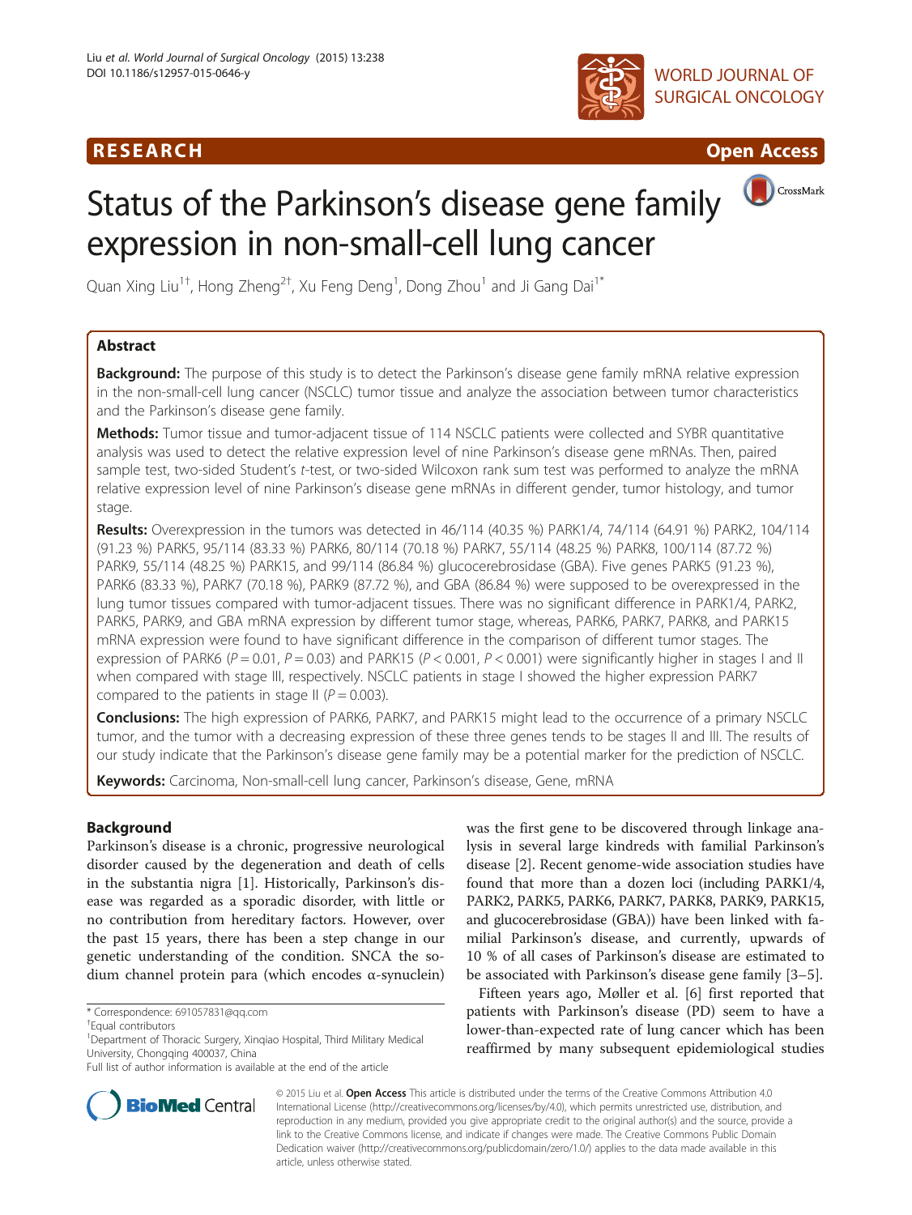# RESEARCH

# Status of the Parkinson's disease gene family expression in non-small-cell lung cancer

Quan Xing Liu[1†], Hong Zheng[2†], Xu Feng Deng[1], Dong Zhou[1] and Ji Gang Dai[1*]

## Abstract

**Background:** The purpose of this study is to detect the Parkinson's disease gene family mRNA relative expression in the non-small-cell lung cancer (NSCLC) tumor tissue and analyze the association between tumor characteristics and the Parkinson's disease gene family.

**Methods:** Tumor tissue and tumor-adjacent tissue of 114 NSCLC patients were collected and SYBR quantitative analysis was used to detect the relative expression level of nine Parkinson's disease gene mRNAs. Then, paired sample test, two-sided Student's *t*-test, or two-sided Wilcoxon rank sum test was performed to analyze the mRNA relative expression level of nine Parkinson's disease gene mRNAs in different gender, tumor histology, and tumor stage.

**Results:** Overexpression in the tumors was detected in 46/114 (40.35 %) PARK1/4, 74/114 (64.91 %) PARK2, 104/114 (91.23 %) PARK5, 95/114 (83.33 %) PARK6, 80/114 (70.18 %) PARK7, 55/114 (48.25 %) PARK8, 100/114 (87.72 %) PARK9, 55/114 (48.25 %) PARK15, and 99/114 (86.84 %) glucocerebrosidase (GBA). Five genes PARK5 (91.23 %), PARK6 (83.33 %), PARK7 (70.18 %), PARK9 (87.72 %), and GBA (86.84 %) were supposed to be overexpressed in the lung tumor tissues compared with tumor-adjacent tissues. There was no significant difference in PARK1/4, PARK2, PARK5, PARK9, and GBA mRNA expression by different tumor stage, whereas, PARK6, PARK7, PARK8, and PARK15 mRNA expression were found to have significant difference in the comparison of different tumor stages. The expression of PARK6 ($P = 0.01$, $P = 0.03$) and PARK15 ($P < 0.001$, $P < 0.001$) were significantly higher in stages I and II when compared with stage III, respectively. NSCLC patients in stage I showed the higher expression PARK7 compared to the patients in stage II ($P = 0.003$).

**Conclusions:** The high expression of PARK6, PARK7, and PARK15 might lead to the occurrence of a primary NSCLC tumor, and the tumor with a decreasing expression of these three genes tends to be stages II and III. The results of our study indicate that the Parkinson's disease gene family may be a potential marker for the prediction of NSCLC.

**Keywords:** Carcinoma, Non-small-cell lung cancer, Parkinson's disease, Gene, mRNA

## Background

Parkinson's disease is a chronic, progressive neurological disorder caused by the degeneration and death of cells in the substantia nigra [1]. Historically, Parkinson's disease was regarded as a sporadic disorder, with little or no contribution from hereditary factors. However, over the past 15 years, there has been a step change in our genetic understanding of the condition. SNCA the sodium channel protein para (which encodes α-synuclein) was the first gene to be discovered through linkage analysis in several large kindreds with familial Parkinson's disease [2]. Recent genome-wide association studies have found that more than a dozen loci (including PARK1/4, PARK2, PARK5, PARK6, PARK7, PARK8, PARK9, PARK15, and glucocerebrosidase (GBA)) have been linked with familial Parkinson's disease, and currently, upwards of 10 % of all cases of Parkinson's disease are estimated to be associated with Parkinson's disease gene family [3–5].

Fifteen years ago, Møller et al. [6] first reported that patients with Parkinson's disease (PD) seem to have a lower-than-expected rate of lung cancer which has been reaffirmed by many subsequent epidemiological studies

\* Correspondence: 691057831@qq.com
† Equal contributors
[1] Department of Thoracic Surgery, Xinqiao Hospital, Third Military Medical University, Chongqing 400037, China
Full list of author information is available at the end of the article

© 2015 Liu et al. **Open Access** This article is distributed under the terms of the Creative Commons Attribution 4.0 International License (http://creativecommons.org/licenses/by/4.0/), which permits unrestricted use, distribution, and reproduction in any medium, provided you give appropriate credit to the original author(s) and the source, provide a link to the Creative Commons license, and indicate if changes were made. The Creative Commons Public Domain Dedication waiver (http://creativecommons.org/publicdomain/zero/1.0/) applies to the data made available in this article, unless otherwise stated.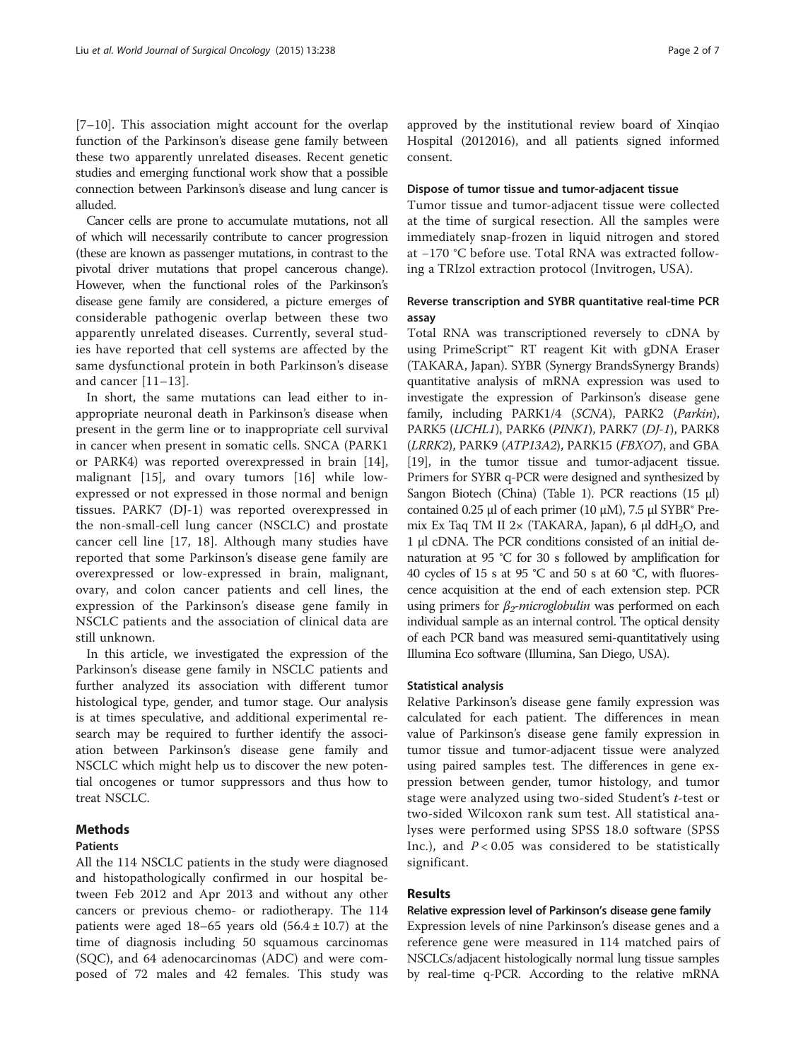[7–10]. This association might account for the overlap function of the Parkinson's disease gene family between these two apparently unrelated diseases. Recent genetic studies and emerging functional work show that a possible connection between Parkinson's disease and lung cancer is alluded.

Cancer cells are prone to accumulate mutations, not all of which will necessarily contribute to cancer progression (these are known as passenger mutations, in contrast to the pivotal driver mutations that propel cancerous change). However, when the functional roles of the Parkinson's disease gene family are considered, a picture emerges of considerable pathogenic overlap between these two apparently unrelated diseases. Currently, several studies have reported that cell systems are affected by the same dysfunctional protein in both Parkinson's disease and cancer [11–13].

In short, the same mutations can lead either to inappropriate neuronal death in Parkinson's disease when present in the germ line or to inappropriate cell survival in cancer when present in somatic cells. SNCA (PARK1 or PARK4) was reported overexpressed in brain [14], malignant [15], and ovary tumors [16] while low-expressed or not expressed in those normal and benign tissues. PARK7 (DJ-1) was reported overexpressed in the non-small-cell lung cancer (NSCLC) and prostate cancer cell line [17, 18]. Although many studies have reported that some Parkinson's disease gene family are overexpressed or low-expressed in brain, malignant, ovary, and colon cancer patients and cell lines, the expression of the Parkinson's disease gene family in NSCLC patients and the association of clinical data are still unknown.

In this article, we investigated the expression of the Parkinson's disease gene family in NSCLC patients and further analyzed its association with different tumor histological type, gender, and tumor stage. Our analysis is at times speculative, and additional experimental research may be required to further identify the association between Parkinson's disease gene family and NSCLC which might help us to discover the new potential oncogenes or tumor suppressors and thus how to treat NSCLC.

## Methods

### Patients

All the 114 NSCLC patients in the study were diagnosed and histopathologically confirmed in our hospital between Feb 2012 and Apr 2013 and without any other cancers or previous chemo- or radiotherapy. The 114 patients were aged 18–65 years old ($56.4 \pm 10.7$) at the time of diagnosis including 50 squamous carcinomas (SQC), and 64 adenocarcinomas (ADC) and were composed of 72 males and 42 females. This study was approved by the institutional review board of Xinqiao Hospital (2012016), and all patients signed informed consent.

### Dispose of tumor tissue and tumor-adjacent tissue

Tumor tissue and tumor-adjacent tissue were collected at the time of surgical resection. All the samples were immediately snap-frozen in liquid nitrogen and stored at −170 °C before use. Total RNA was extracted following a TRIzol extraction protocol (Invitrogen, USA).

### Reverse transcription and SYBR quantitative real-time PCR assay

Total RNA was transcriptioned reversely to cDNA by using PrimeScript™ RT reagent Kit with gDNA Eraser (TAKARA, Japan). SYBR (Synergy BrandsSynergy Brands) quantitative analysis of mRNA expression was used to investigate the expression of Parkinson's disease gene family, including PARK1/4 (*SCNA*), PARK2 (*Parkin*), PARK5 (*UCHL1*), PARK6 (*PINK1*), PARK7 (*DJ-1*), PARK8 (*LRRK2*), PARK9 (*ATP13A2*), PARK15 (*FBXO7*), and GBA [19], in the tumor tissue and tumor-adjacent tissue. Primers for SYBR q-PCR were designed and synthesized by Sangon Biotech (China) (Table 1). PCR reactions (15 μl) contained 0.25 μl of each primer (10 μM), 7.5 μl SYBR® Premix Ex Taq TM II 2× (TAKARA, Japan), 6 μl $ddH_2O$, and 1 μl cDNA. The PCR conditions consisted of an initial denaturation at 95 °C for 30 s followed by amplification for 40 cycles of 15 s at 95 °C and 50 s at 60 °C, with fluorescence acquisition at the end of each extension step. PCR using primers for *$\beta_2$-microglobulin* was performed on each individual sample as an internal control. The optical density of each PCR band was measured semi-quantitatively using Illumina Eco software (Illumina, San Diego, USA).

### Statistical analysis

Relative Parkinson's disease gene family expression was calculated for each patient. The differences in mean value of Parkinson's disease gene family expression in tumor tissue and tumor-adjacent tissue were analyzed using paired samples test. The differences in gene expression between gender, tumor histology, and tumor stage were analyzed using two-sided Student's *t*-test or two-sided Wilcoxon rank sum test. All statistical analyses were performed using SPSS 18.0 software (SPSS Inc.), and $P < 0.05$ was considered to be statistically significant.

## Results

### Relative expression level of Parkinson's disease gene family

Expression levels of nine Parkinson's disease genes and a reference gene were measured in 114 matched pairs of NSCLCs/adjacent histologically normal lung tissue samples by real-time q-PCR. According to the relative mRNA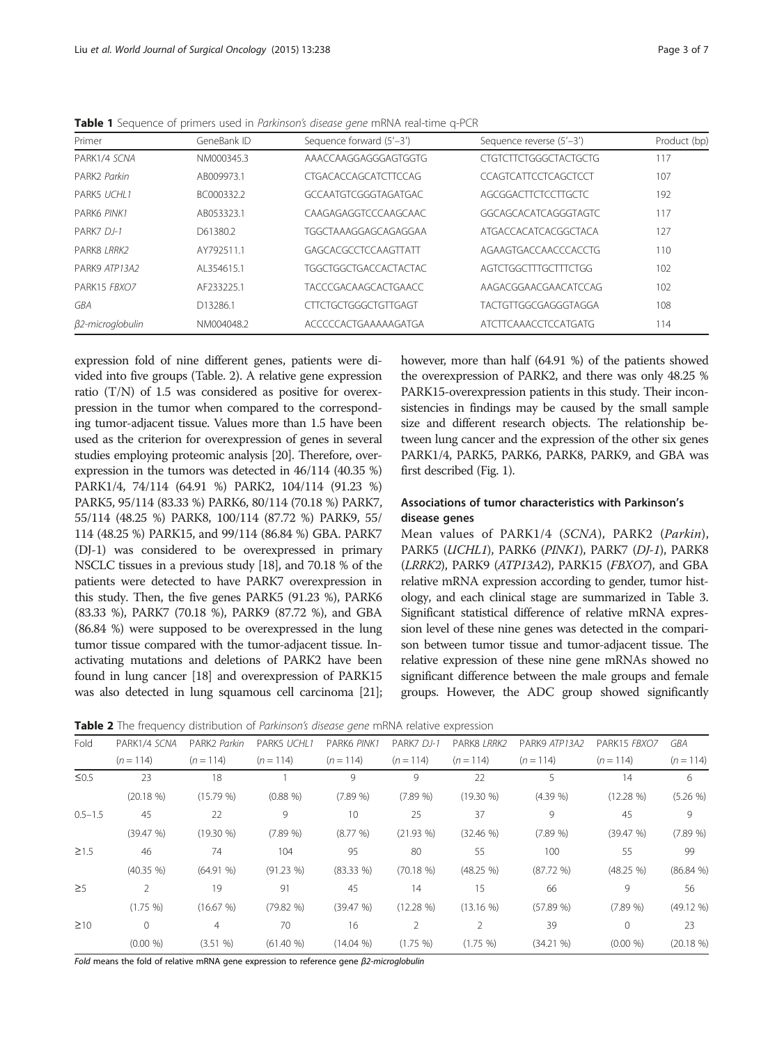**Table 1** Sequence of primers used in *Parkinson's disease gene* mRNA real-time q-PCR

| Primer | GeneBank ID | Sequence forward (5′–3′) | Sequence reverse (5′–3′) | Product (bp) |
|---|---|---|---|---|
| PARK1/4 *SCNA* | NM000345.3 | AAACCAAGGAGGGAGTGGTG | CTGTCTTCTGGGCTACTGCTG | 117 |
| PARK2 *Parkin* | AB009973.1 | CTGACACCAGCATCTTCCAG | CCAGTCATTCCTCAGCTCCT | 107 |
| PARK5 *UCHL1* | BC000332.2 | GCCAATGTCGGGTAGATGAC | AGCGGACTTCTCCTTGCTC | 192 |
| PARK6 *PINK1* | AB053323.1 | CAAGAGAGGTCCCAAGCAAC | GGCAGCACATCAGGGTAGTC | 117 |
| PARK7 *DJ-1* | D61380.2 | TGGCTAAAGGAGCAGAGGAA | ATGACCACATCACGGCTACA | 127 |
| PARK8 *LRRK2* | AY792511.1 | GAGCACGCCTCCAAGTTATT | AGAAGTGACCAACCCACCTG | 110 |
| PARK9 *ATP13A2* | AL354615.1 | TGGCTGGCTGACCACTACTAC | AGTCTGGCTTTGCTTTCTGG | 102 |
| PARK15 *FBXO7* | AF233225.1 | TACCCGACAAGCACTGAACC | AAGACGGAACGAACATCCAG | 102 |
| *GBA* | D13286.1 | CTTCTGCTGGGCTGTTGAGT | TACTGTTGGCGAGGGTAGGA | 108 |
| *β2-microglobulin* | NM004048.2 | ACCCCCACTGAAAAAGATGA | ATCTTCAAACCTCCATGATG | 114 |

expression fold of nine different genes, patients were divided into five groups (Table. 2). A relative gene expression ratio (T/N) of 1.5 was considered as positive for overexpression in the tumor when compared to the corresponding tumor-adjacent tissue. Values more than 1.5 have been used as the criterion for overexpression of genes in several studies employing proteomic analysis [20]. Therefore, overexpression in the tumors was detected in 46/114 (40.35 %) PARK1/4, 74/114 (64.91 %) PARK2, 104/114 (91.23 %) PARK5, 95/114 (83.33 %) PARK6, 80/114 (70.18 %) PARK7, 55/114 (48.25 %) PARK8, 100/114 (87.72 %) PARK9, 55/114 (48.25 %) PARK15, and 99/114 (86.84 %) GBA. PARK7 (DJ-1) was considered to be overexpressed in primary NSCLC tissues in a previous study [18], and 70.18 % of the patients were detected to have PARK7 overexpression in this study. Then, the five genes PARK5 (91.23 %), PARK6 (83.33 %), PARK7 (70.18 %), PARK9 (87.72 %), and GBA (86.84 %) were supposed to be overexpressed in the lung tumor tissue compared with the tumor-adjacent tissue. Inactivating mutations and deletions of PARK2 have been found in lung cancer [18] and overexpression of PARK15 was also detected in lung squamous cell carcinoma [21]; however, more than half (64.91 %) of the patients showed the overexpression of PARK2, and there was only 48.25 % PARK15-overexpression patients in this study. Their inconsistencies in findings may be caused by the small sample size and different research objects. The relationship between lung cancer and the expression of the other six genes PARK1/4, PARK5, PARK6, PARK8, PARK9, and GBA was first described (Fig. 1).

## Associations of tumor characteristics with Parkinson's disease genes

Mean values of PARK1/4 (*SCNA*), PARK2 (*Parkin*), PARK5 (*UCHL1*), PARK6 (*PINK1*), PARK7 (*DJ-1*), PARK8 (*LRRK2*), PARK9 (*ATP13A2*), PARK15 (*FBXO7*), and GBA relative mRNA expression according to gender, tumor histology, and each clinical stage are summarized in Table 3. Significant statistical difference of relative mRNA expression level of these nine genes was detected in the comparison between tumor tissue and tumor-adjacent tissue. The relative expression of these nine gene mRNAs showed no significant difference between the male groups and female groups. However, the ADC group showed significantly

**Table 2** The frequency distribution of *Parkinson's disease gene* mRNA relative expression

| Fold | PARK1/4 *SCNA* ($n = 114$) | PARK2 *Parkin* ($n = 114$) | PARK5 *UCHL1* ($n = 114$) | PARK6 *PINK1* ($n = 114$) | PARK7 *DJ-1* ($n = 114$) | PARK8 *LRRK2* ($n = 114$) | PARK9 *ATP13A2* ($n = 114$) | PARK15 *FBXO7* ($n = 114$) | GBA ($n = 114$) |
|---|---|---|---|---|---|---|---|---|---|
| ≤0.5 | 23 (20.18 %) | 18 (15.79 %) | 1 (0.88 %) | 9 (7.89 %) | 9 (7.89 %) | 22 (19.30 %) | 5 (4.39 %) | 14 (12.28 %) | 6 (5.26 %) |
| 0.5–1.5 | 45 (39.47 %) | 22 (19.30 %) | 9 (7.89 %) | 10 (8.77 %) | 25 (21.93 %) | 37 (32.46 %) | 9 (7.89 %) | 45 (39.47 %) | 9 (7.89 %) |
| ≥1.5 | 46 (40.35 %) | 74 (64.91 %) | 104 (91.23 %) | 95 (83.33 %) | 80 (70.18 %) | 55 (48.25 %) | 100 (87.72 %) | 55 (48.25 %) | 99 (86.84 %) |
| ≥5 | 2 (1.75 %) | 19 (16.67 %) | 91 (79.82 %) | 45 (39.47 %) | 14 (12.28 %) | 15 (13.16 %) | 66 (57.89 %) | 9 (7.89 %) | 56 (49.12 %) |
| ≥10 | 0 (0.00 %) | 4 (3.51 %) | 70 (61.40 %) | 16 (14.04 %) | 2 (1.75 %) | 2 (1.75 %) | 39 (34.21 %) | 0 (0.00 %) | 23 (20.18 %) |

*Fold* means the fold of relative mRNA gene expression to reference gene *β2-microglobulin*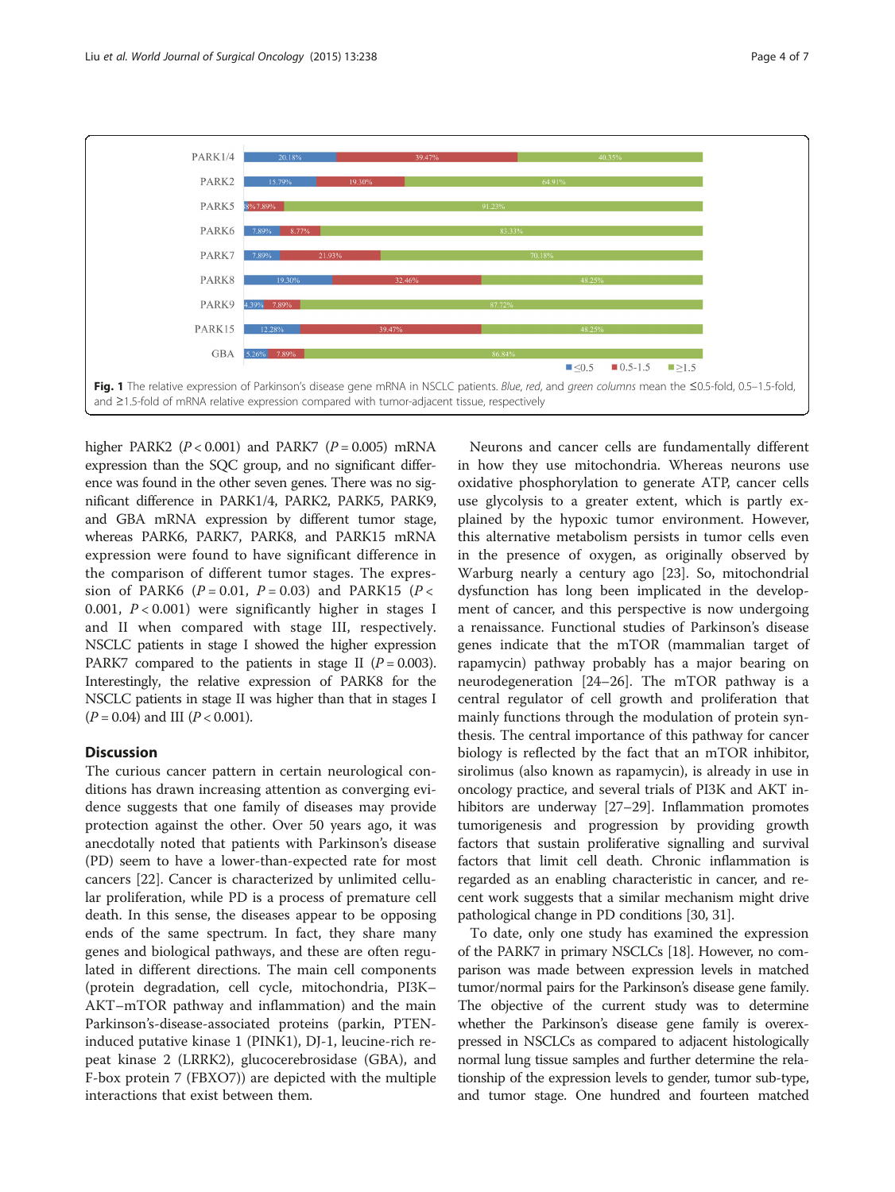| | ≤0.5 | 0.5-1.5 | ≥1.5 |
|---|---|---|---|
| PARK1/4 | 20.18% | 39.47% | 40.35% |
| PARK2 | 15.79% | 19.30% | 64.91% |
| PARK5 | 0.88% | 7.89% | 91.23% |
| PARK6 | 7.89% | 8.77% | 83.33% |
| PARK7 | 7.89% | 21.93% | 70.18% |
| PARK8 | 19.30% | 32.46% | 48.25% |
| PARK9 | 4.39% | 7.89% | 87.72% |
| PARK15 | 12.28% | 39.47% | 48.25% |
| GBA | 5.26% | 7.89% | 86.84% |

**Fig. 1** The relative expression of Parkinson's disease gene mRNA in NSCLC patients. *Blue*, *red*, and *green columns* mean the ≤0.5-fold, 0.5–1.5-fold, and ≥1.5-fold of mRNA relative expression compared with tumor-adjacent tissue, respectively

higher PARK2 ($P < 0.001$) and PARK7 ($P = 0.005$) mRNA expression than the SQC group, and no significant difference was found in the other seven genes. There was no significant difference in PARK1/4, PARK2, PARK5, PARK9, and GBA mRNA expression by different tumor stage, whereas PARK6, PARK7, PARK8, and PARK15 mRNA expression were found to have significant difference in the comparison of different tumor stages. The expression of PARK6 ($P = 0.01$, $P = 0.03$) and PARK15 ($P < 0.001$, $P < 0.001$) were significantly higher in stages I and II when compared with stage III, respectively. NSCLC patients in stage I showed the higher expression PARK7 compared to the patients in stage II ($P = 0.003$). Interestingly, the relative expression of PARK8 for the NSCLC patients in stage II was higher than that in stages I ($P = 0.04$) and III ($P < 0.001$).

## Discussion

The curious cancer pattern in certain neurological conditions has drawn increasing attention as converging evidence suggests that one family of diseases may provide protection against the other. Over 50 years ago, it was anecdotally noted that patients with Parkinson's disease (PD) seem to have a lower-than-expected rate for most cancers [22]. Cancer is characterized by unlimited cellular proliferation, while PD is a process of premature cell death. In this sense, the diseases appear to be opposing ends of the same spectrum. In fact, they share many genes and biological pathways, and these are often regulated in different directions. The main cell components (protein degradation, cell cycle, mitochondria, PI3K–AKT–mTOR pathway and inflammation) and the main Parkinson's-disease-associated proteins (parkin, PTEN-induced putative kinase 1 (PINK1), DJ-1, leucine-rich repeat kinase 2 (LRRK2), glucocerebrosidase (GBA), and F-box protein 7 (FBXO7)) are depicted with the multiple interactions that exist between them.

Neurons and cancer cells are fundamentally different in how they use mitochondria. Whereas neurons use oxidative phosphorylation to generate ATP, cancer cells use glycolysis to a greater extent, which is partly explained by the hypoxic tumor environment. However, this alternative metabolism persists in tumor cells even in the presence of oxygen, as originally observed by Warburg nearly a century ago [23]. So, mitochondrial dysfunction has long been implicated in the development of cancer, and this perspective is now undergoing a renaissance. Functional studies of Parkinson's disease genes indicate that the mTOR (mammalian target of rapamycin) pathway probably has a major bearing on neurodegeneration [24–26]. The mTOR pathway is a central regulator of cell growth and proliferation that mainly functions through the modulation of protein synthesis. The central importance of this pathway for cancer biology is reflected by the fact that an mTOR inhibitor, sirolimus (also known as rapamycin), is already in use in oncology practice, and several trials of PI3K and AKT inhibitors are underway [27–29]. Inflammation promotes tumorigenesis and progression by providing growth factors that sustain proliferative signalling and survival factors that limit cell death. Chronic inflammation is regarded as an enabling characteristic in cancer, and recent work suggests that a similar mechanism might drive pathological change in PD conditions [30, 31].

To date, only one study has examined the expression of the PARK7 in primary NSCLCs [18]. However, no comparison was made between expression levels in matched tumor/normal pairs for the Parkinson's disease gene family. The objective of the current study was to determine whether the Parkinson's disease gene family is overexpressed in NSCLCs as compared to adjacent histologically normal lung tissue samples and further determine the relationship of the expression levels to gender, tumor sub-type, and tumor stage. One hundred and fourteen matched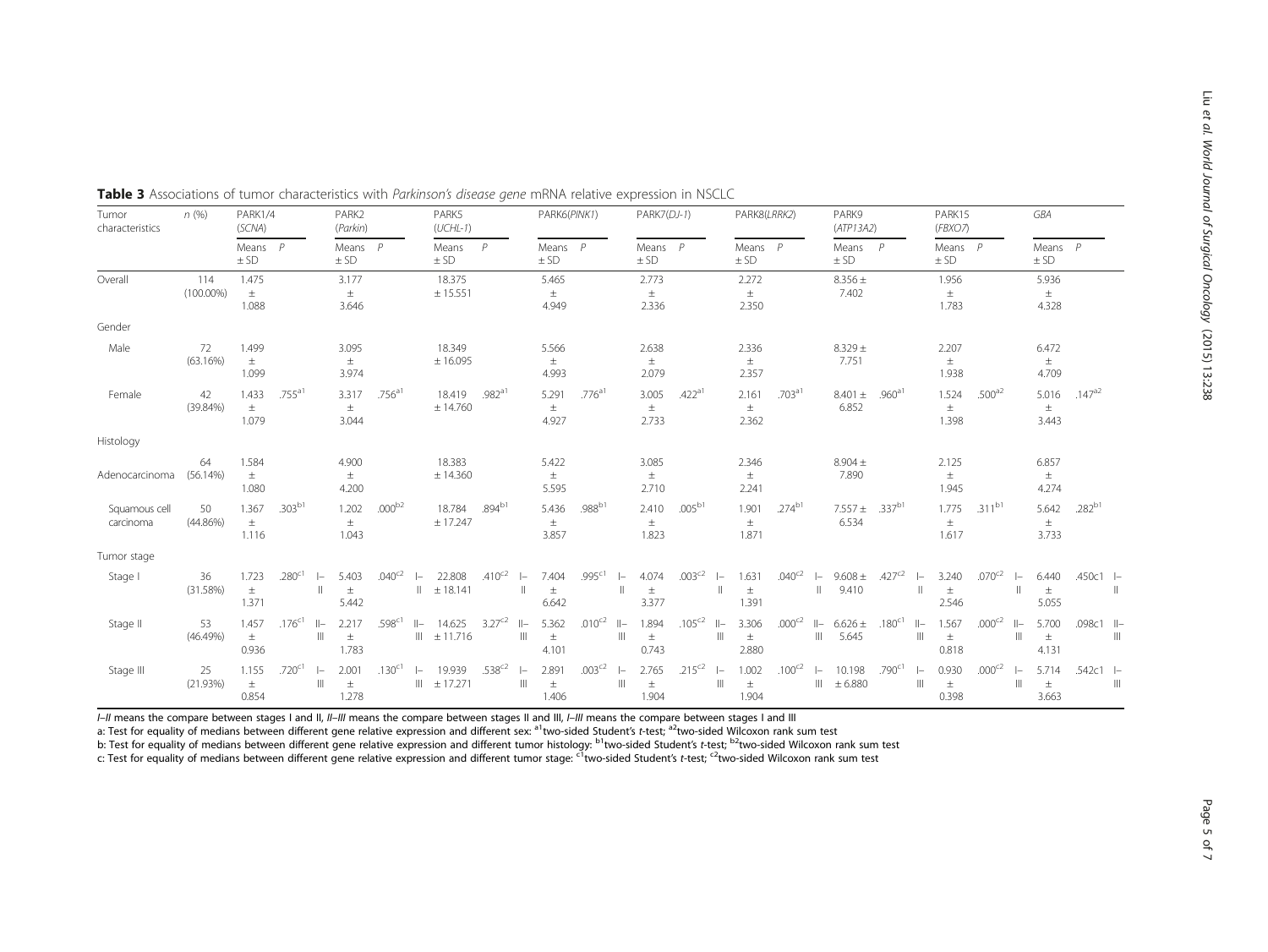**Table 3** Associations of tumor characteristics with *Parkinson's disease gene* mRNA relative expression in NSCLC

| Tumor characteristics | n (%) | PARK1/4 (*SCNA*) | | | PARK2 (*Parkin*) | | | PARK5 (*UCHL-1*) | | | PARK6(*PINK1*) | | | PARK7(*DJ-1*) | | | PARK8(*LRRK2*) | | | PARK9 (*ATP13A2*) | | | PARK15 (*FBXO7*) | | | *GBA* | | |
|---|---|---|---|---|---|---|---|---|---|---|---|---|---|---|---|---|---|---|---|---|---|---|---|---|---|---|---|---|
| | | Means ± SD | P | | Means ± SD | P | | Means ± SD | P | | Means ± SD | P | | Means ± SD | P | | Means ± SD | P | | Means ± SD | P | | Means ± SD | P | | Means ± SD | P | |
| Overall | 114 (100.00%) | 1.475 ± 1.088 | | | 3.177 ± 3.646 | | | 18.375 ± 15.551 | | | 5.465 ± 4.949 | | | 2.773 ± 2.336 | | | 2.272 ± 2.350 | | | 8.356 ± 7.402 | | | 1.956 ± 1.783 | | | 5.936 ± 4.328 | | |
| Gender | | | | | | | | | | | | | | | | | | | | | | | | | | | | |
| Male | 72 (63.16%) | 1.499 ± 1.099 | | | 3.095 ± 3.974 | | | 18.349 ± 16.095 | | | 5.566 ± 4.993 | | | 2.638 ± 2.079 | | | 2.336 ± 2.357 | | | 8.329 ± 7.751 | | | 2.207 ± 1.938 | | | 6.472 ± 4.709 | | |
| Female | 42 (39.84%) | 1.433 ± 1.079 | .755[a1] | | 3.317 ± 3.044 | .756[a1] | | 18.419 ± 14.760 | .982[a1] | | 5.291 ± 4.927 | .776[a1] | | 3.005 ± 2.733 | .422[a1] | | 2.161 ± 2.362 | .703[a1] | | 8.401 ± 6.852 | .960[a1] | | 1.524 ± 1.398 | .500[a2] | | 5.016 ± 3.443 | .147[a2] | |
| Histology | | | | | | | | | | | | | | | | | | | | | | | | | | | | |
| Adenocarcinoma | 64 (56.14%) | 1.584 ± 1.080 | | | 4.900 ± 4.200 | | | 18.383 ± 14.360 | | | 5.422 ± 5.595 | | | 3.085 ± 2.710 | | | 2.346 ± 2.241 | | | 8.904 ± 7.890 | | | 2.125 ± 1.945 | | | 6.857 ± 4.274 | | |
| Squamous cell carcinoma | 50 (44.86%) | 1.367 ± 1.116 | .303[b1] | | 1.202 ± 1.043 | .000[b2] | | 18.784 ± 17.247 | .894[b1] | | 5.436 ± 3.857 | .988[b1] | | 2.410 ± 1.823 | .005[b1] | | 1.901 ± 1.871 | .274[b1] | | 7.557 ± 6.534 | .337[b1] | | 1.775 ± 1.617 | .311[b1] | | 5.642 ± 3.733 | .282[b1] | |
| Tumor stage | | | | | | | | | | | | | | | | | | | | | | | | | | | | |
| Stage I | 36 (31.58%) | 1.723 ± 1.371 | .280[c1] | I–II | 5.403 ± 5.442 | .040[c2] | I–II | 22.808 ± 18.141 | .410[c2] | I–II | 7.404 ± 6.642 | .995[c1] | I–II | 4.074 ± 3.377 | .003[c2] | I–II | 1.631 ± 1.391 | .040[c2] | I–II | 9.608 ± 9.410 | .427[c2] | I–II | 3.240 ± 2.546 | .070[c2] | I–II | 6.440 ± 5.055 | .450c1 | I–II |
| Stage II | 53 (46.49%) | 1.457 ± 0.936 | .176[c1] | II–III | 2.217 ± 1.783 | .598[c1] | II–III | 14.625 ± 11.716 | 3.27[c2] | II–III | 5.362 ± 4.101 | .010[c2] | II–III | 1.894 ± 0.743 | .105[c2] | II–III | 3.306 ± 2.880 | .000[c2] | II–III | 6.626 ± 5.645 | .180[c1] | II–III | 1.567 ± 0.818 | .000[c2] | II–III | 5.700 ± 4.131 | .098c1 | II–III |
| Stage III | 25 (21.93%) | 1.155 ± 0.854 | .720[c1] | I–III | 2.001 ± 1.278 | .130[c1] | I–III | 19.939 ± 17.271 | .538[c2] | I–III | 2.891 ± 1.406 | .003[c2] | I–III | 2.765 ± 1.904 | .215[c2] | I–III | 1.002 ± 1.904 | .100[c2] | I–III | 10.198 ± 6.880 | .790[c1] | I–III | 0.930 ± 0.398 | .000[c2] | I–III | 5.714 ± 3.663 | .542c1 | I–III |

*I–II* means the compare between stages I and II, *II–III* means the compare between stages II and III, *I–III* means the compare between stages I and III

a: Test for equality of medians between different gene relative expression and different sex: [a1]two-sided Student's *t*-test; [a2]two-sided Wilcoxon rank sum test

b: Test for equality of medians between different gene relative expression and different tumor histology: [b1]two-sided Student's *t*-test; [b2]two-sided Wilcoxon rank sum test

c: Test for equality of medians between different gene relative expression and different tumor stage: [c1]two-sided Student's *t*-test; [c2]two-sided Wilcoxon rank sum test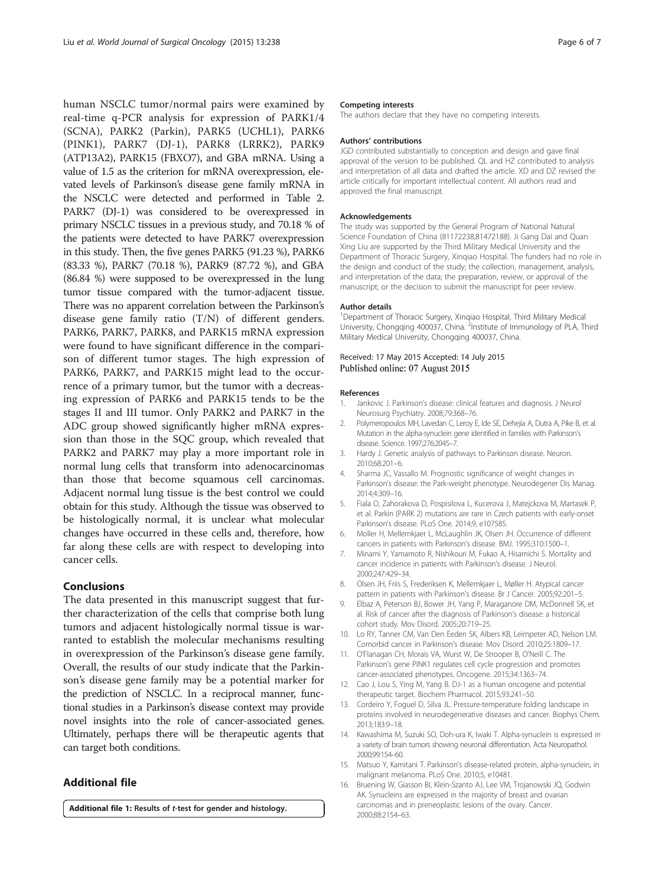human NSCLC tumor/normal pairs were examined by real-time q-PCR analysis for expression of PARK1/4 (SCNA), PARK2 (Parkin), PARK5 (UCHL1), PARK6 (PINK1), PARK7 (DJ-1), PARK8 (LRRK2), PARK9 (ATP13A2), PARK15 (FBXO7), and GBA mRNA. Using a value of 1.5 as the criterion for mRNA overexpression, elevated levels of Parkinson's disease gene family mRNA in the NSCLC were detected and performed in Table 2. PARK7 (DJ-1) was considered to be overexpressed in primary NSCLC tissues in a previous study, and 70.18 % of the patients were detected to have PARK7 overexpression in this study. Then, the five genes PARK5 (91.23 %), PARK6 (83.33 %), PARK7 (70.18 %), PARK9 (87.72 %), and GBA (86.84 %) were supposed to be overexpressed in the lung tumor tissue compared with the tumor-adjacent tissue. There was no apparent correlation between the Parkinson's disease gene family ratio (T/N) of different genders. PARK6, PARK7, PARK8, and PARK15 mRNA expression were found to have significant difference in the comparison of different tumor stages. The high expression of PARK6, PARK7, and PARK15 might lead to the occurrence of a primary tumor, but the tumor with a decreasing expression of PARK6 and PARK15 tends to be the stages II and III tumor. Only PARK2 and PARK7 in the ADC group showed significantly higher mRNA expression than those in the SQC group, which revealed that PARK2 and PARK7 may play a more important role in normal lung cells that transform into adenocarcinomas than those that become squamous cell carcinomas. Adjacent normal lung tissue is the best control we could obtain for this study. Although the tissue was observed to be histologically normal, it is unclear what molecular changes have occurred in these cells and, therefore, how far along these cells are with respect to developing into cancer cells.

## Conclusions

The data presented in this manuscript suggest that further characterization of the cells that comprise both lung tumors and adjacent histologically normal tissue is warranted to establish the molecular mechanisms resulting in overexpression of the Parkinson's disease gene family. Overall, the results of our study indicate that the Parkinson's disease gene family may be a potential marker for the prediction of NSCLC. In a reciprocal manner, functional studies in a Parkinson's disease context may provide novel insights into the role of cancer-associated genes. Ultimately, perhaps there will be therapeutic agents that can target both conditions.

## Additional file

**Additional file 1: Results of *t*-test for gender and histology.**

#### Competing interests

The authors declare that they have no competing interests.

#### Authors' contributions

JGD contributed substantially to conception and design and gave final approval of the version to be published. QL and HZ contributed to analysis and interpretation of all data and drafted the article. XD and DZ revised the article critically for important intellectual content. All authors read and approved the final manuscript.

#### Acknowledgements

The study was supported by the General Program of National Natural Science Foundation of China (81172238,81472188). Ji Gang Dai and Quan Xing Liu are supported by the Third Military Medical University and the Department of Thoracic Surgery, Xinqiao Hospital. The funders had no role in the design and conduct of the study; the collection, management, analysis, and interpretation of the data; the preparation, review, or approval of the manuscript; or the decision to submit the manuscript for peer review.

#### Author details

[1]Department of Thoracic Surgery, Xinqiao Hospital, Third Military Medical University, Chongqing 400037, China. [2]Institute of Immunology of PLA, Third Military Medical University, Chongqing 400037, China.

Received: 17 May 2015 Accepted: 14 July 2015
Published online: 07 August 2015

#### References

1. Jankovic J. Parkinson's disease: clinical features and diagnosis. J Neurol Neurosurg Psychiatry. 2008;79:368–76.
2. Polymeropoulos MH, Lavedan C, Leroy E, Ide SE, Dehejia A, Dutra A, Pike B, et al. Mutation in the alpha-synuclein gene identified in families with Parkinson's disease. Science. 1997;276:2045–7.
3. Hardy J. Genetic analysis of pathways to Parkinson disease. Neuron. 2010;68:201–6.
4. Sharma JC, Vassallo M. Prognostic significance of weight changes in Parkinson's disease: the Park-weight phenotype. Neurodegener Dis Manag. 2014;4:309–16.
5. Fiala O, Zahorakova D, Pospisilova L, Kucerova J, Matejckova M, Martasek P, et al. Parkin (PARK 2) mutations are rare in Czech patients with early-onset Parkinson's disease. PLoS One. 2014;9, e107585.
6. Moller H, Mellemkjaer L, McLaughlin JK, Olsen JH. Occurrence of different cancers in patients with Parkinson's disease. BMJ. 1995;310:1500–1.
7. Minami Y, Yamamoto R, Nishikouri M, Fukao A, Hisamichi S. Mortality and cancer incidence in patients with Parkinson's disease. J Neurol. 2000;247:429–34.
8. Olsen JH, Friis S, Frederiksen K, Mellemkjaer L, Møller H. Atypical cancer pattern in patients with Parkinson's disease. Br J Cancer. 2005;92:201–5.
9. Elbaz A, Peterson BJ, Bower JH, Yang P, Maraganore DM, McDonnell SK, et al. Risk of cancer after the diagnosis of Parkinson's disease: a historical cohort study. Mov Disord. 2005;20:719–25.
10. Lo RY, Tanner CM, Van Den Eeden SK, Albers KB, Leimpeter AD, Nelson LM. Comorbid cancer in Parkinson's disease. Mov Disord. 2010;25:1809–17.
11. O'Flanagan CH, Morais VA, Wurst W, De Strooper B, O'Neill C. The Parkinson's gene PINK1 regulates cell cycle progression and promotes cancer-associated phenotypes. Oncogene. 2015;34:1363–74.
12. Cao J, Lou S, Ying M, Yang B. DJ-1 as a human oncogene and potential therapeutic target. Biochem Pharmacol. 2015;93:241–50.
13. Cordeiro Y, Foguel D, Silva JL. Pressure-temperature folding landscape in proteins involved in neurodegenerative diseases and cancer. Biophys Chem. 2013;183:9–18.
14. Kawashima M, Suzuki SO, Doh-ura K, Iwaki T. Alpha-synuclein is expressed in a variety of brain tumors showing neuronal differentiation. Acta Neuropathol. 2000;99:154–60.
15. Matsuo Y, Kamitani T. Parkinson's disease-related protein, alpha-synuclein, in malignant melanoma. PLoS One. 2010;5, e10481.
16. Bruening W, Giasson BI, Klein-Szanto AJ, Lee VM, Trojanowski JQ, Godwin AK. Synucleins are expressed in the majority of breast and ovarian carcinomas and in preneoplastic lesions of the ovary. Cancer. 2000;88:2154–63.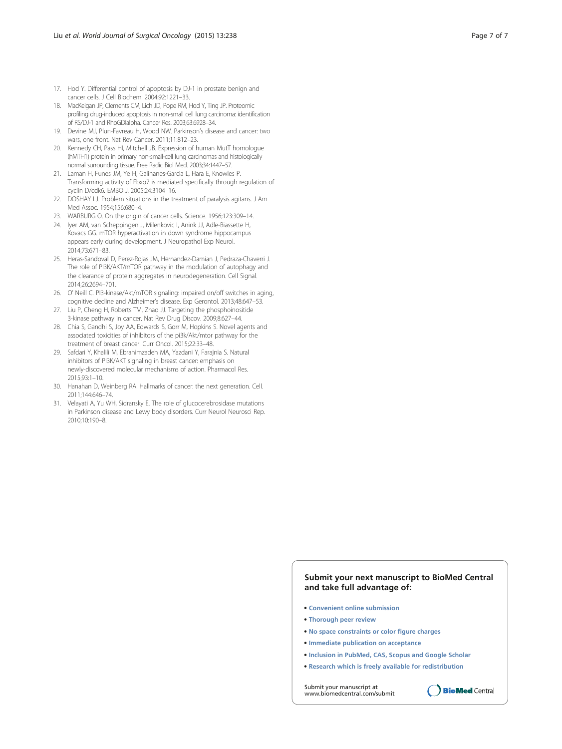17. Hod Y. Differential control of apoptosis by DJ-1 in prostate benign and cancer cells. J Cell Biochem. 2004;92:1221–33.
18. MacKeigan JP, Clements CM, Lich JD, Pope RM, Hod Y, Ting JP. Proteomic profiling drug-induced apoptosis in non-small cell lung carcinoma: identification of RS/DJ-1 and RhoGDIalpha. Cancer Res. 2003;63:6928–34.
19. Devine MJ, Plun-Favreau H, Wood NW. Parkinson's disease and cancer: two wars, one front. Nat Rev Cancer. 2011;11:812–23.
20. Kennedy CH, Pass HI, Mitchell JB. Expression of human MutT homologue (hMTH1) protein in primary non-small-cell lung carcinomas and histologically normal surrounding tissue. Free Radic Biol Med. 2003;34:1447–57.
21. Laman H, Funes JM, Ye H, Galinanes-Garcia L, Hara E, Knowles P. Transforming activity of Fbxo7 is mediated specifically through regulation of cyclin D/cdk6. EMBO J. 2005;24:3104–16.
22. DOSHAY LJ. Problem situations in the treatment of paralysis agitans. J Am Med Assoc. 1954;156:680–4.
23. WARBURG O. On the origin of cancer cells. Science. 1956;123:309–14.
24. Iyer AM, van Scheppingen J, Milenkovic I, Anink JJ, Adle-Biassette H, Kovacs GG. mTOR hyperactivation in down syndrome hippocampus appears early during development. J Neuropathol Exp Neurol. 2014;73:671–83.
25. Heras-Sandoval D, Perez-Rojas JM, Hernandez-Damian J, Pedraza-Chaverri J. The role of PI3K/AKT/mTOR pathway in the modulation of autophagy and the clearance of protein aggregates in neurodegeneration. Cell Signal. 2014;26:2694–701.
26. O' Neill C. PI3-kinase/Akt/mTOR signaling: impaired on/off switches in aging, cognitive decline and Alzheimer's disease. Exp Gerontol. 2013;48:647–53.
27. Liu P, Cheng H, Roberts TM, Zhao JJ. Targeting the phosphoinositide 3-kinase pathway in cancer. Nat Rev Drug Discov. 2009;8:627–44.
28. Chia S, Gandhi S, Joy AA, Edwards S, Gorr M, Hopkins S. Novel agents and associated toxicities of inhibitors of the pi3k/Akt/mtor pathway for the treatment of breast cancer. Curr Oncol. 2015;22:33–48.
29. Safdari Y, Khalili M, Ebrahimzadeh MA, Yazdani Y, Farajnia S. Natural inhibitors of PI3K/AKT signaling in breast cancer: emphasis on newly-discovered molecular mechanisms of action. Pharmacol Res. 2015;93:1–10.
30. Hanahan D, Weinberg RA. Hallmarks of cancer: the next generation. Cell. 2011;144:646–74.
31. Velayati A, Yu WH, Sidransky E. The role of glucocerebrosidase mutations in Parkinson disease and Lewy body disorders. Curr Neurol Neurosci Rep. 2010;10:190–8.

**Submit your next manuscript to BioMed Central and take full advantage of:**

- **Convenient online submission**
- **Thorough peer review**
- **No space constraints or color figure charges**
- **Immediate publication on acceptance**
- **Inclusion in PubMed, CAS, Scopus and Google Scholar**
- **Research which is freely available for redistribution**

Submit your manuscript at
www.biomedcentral.com/submit

BioMed Central